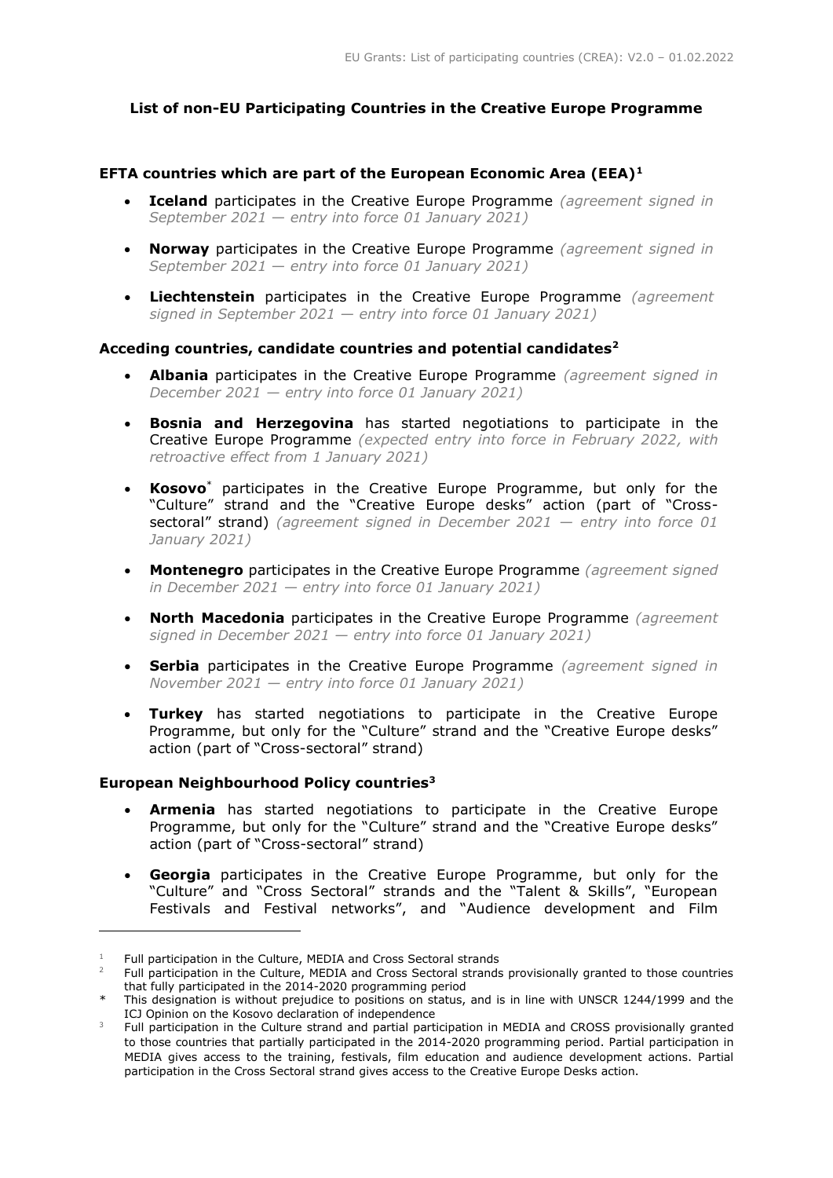# List of non-EU Participating Countries in the Creative Europe Programme

## EFTA countries which are part of the European Economic Area (EEA)[1]

- **Iceland** participates in the Creative Europe Programme *(agreement signed in September 2021 — entry into force 01 January 2021)*
- **Norway** participates in the Creative Europe Programme *(agreement signed in September 2021 — entry into force 01 January 2021)*
- **Liechtenstein** participates in the Creative Europe Programme *(agreement signed in September 2021 — entry into force 01 January 2021)*

## Acceding countries, candidate countries and potential candidates[2]

- **Albania** participates in the Creative Europe Programme *(agreement signed in December 2021 — entry into force 01 January 2021)*
- **Bosnia and Herzegovina** has started negotiations to participate in the Creative Europe Programme *(expected entry into force in February 2022, with retroactive effect from 1 January 2021)*
- **Kosovo**[*] participates in the Creative Europe Programme, but only for the "Culture" strand and the "Creative Europe desks" action (part of "Cross-sectoral" strand) *(agreement signed in December 2021 — entry into force 01 January 2021)*
- **Montenegro** participates in the Creative Europe Programme *(agreement signed in December 2021 — entry into force 01 January 2021)*
- **North Macedonia** participates in the Creative Europe Programme *(agreement signed in December 2021 — entry into force 01 January 2021)*
- **Serbia** participates in the Creative Europe Programme *(agreement signed in November 2021 — entry into force 01 January 2021)*
- **Turkey** has started negotiations to participate in the Creative Europe Programme, but only for the "Culture" strand and the "Creative Europe desks" action (part of "Cross-sectoral" strand)

## European Neighbourhood Policy countries[3]

- **Armenia** has started negotiations to participate in the Creative Europe Programme, but only for the "Culture" strand and the "Creative Europe desks" action (part of "Cross-sectoral" strand)
- **Georgia** participates in the Creative Europe Programme, but only for the "Culture" and "Cross Sectoral" strands and the "Talent & Skills", "European Festivals and Festival networks", and "Audience development and Film

---

[1] Full participation in the Culture, MEDIA and Cross Sectoral strands

[2] Full participation in the Culture, MEDIA and Cross Sectoral strands provisionally granted to those countries that fully participated in the 2014-2020 programming period

[*] This designation is without prejudice to positions on status, and is in line with UNSCR 1244/1999 and the ICJ Opinion on the Kosovo declaration of independence

[3] Full participation in the Culture strand and partial participation in MEDIA and CROSS provisionally granted to those countries that partially participated in the 2014-2020 programming period. Partial participation in MEDIA gives access to the training, festivals, film education and audience development actions. Partial participation in the Cross Sectoral strand gives access to the Creative Europe Desks action.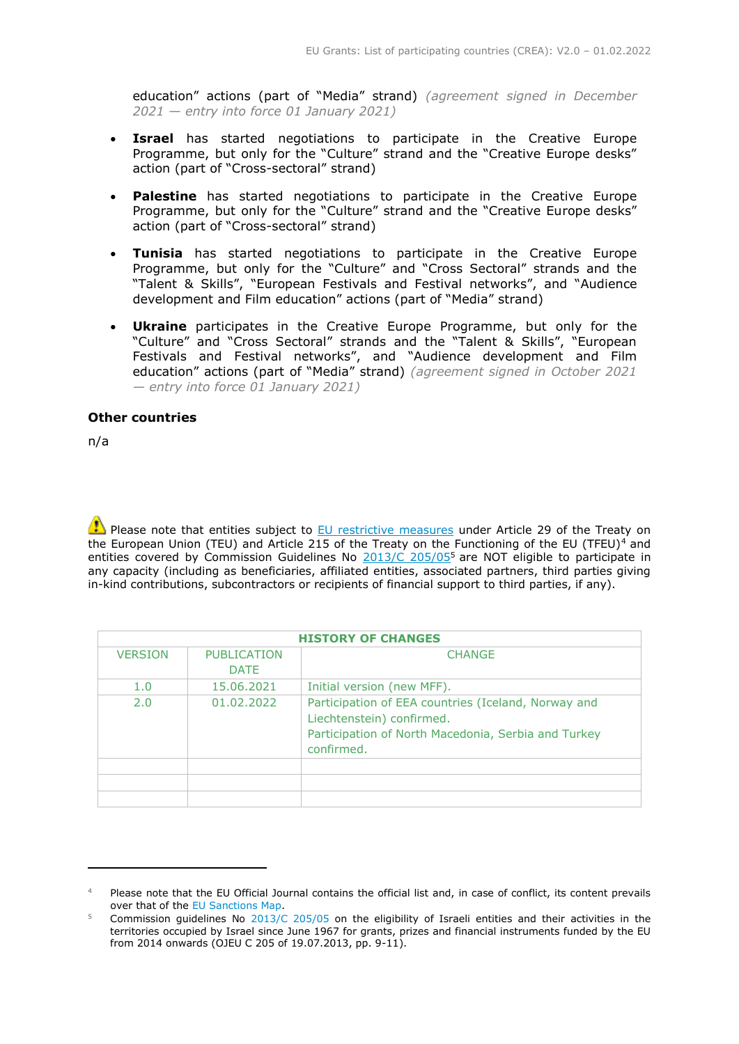education" actions (part of "Media" strand) *(agreement signed in December 2021 — entry into force 01 January 2021)*

- **Israel** has started negotiations to participate in the Creative Europe Programme, but only for the "Culture" strand and the "Creative Europe desks" action (part of "Cross-sectoral" strand)
- **Palestine** has started negotiations to participate in the Creative Europe Programme, but only for the "Culture" strand and the "Creative Europe desks" action (part of "Cross-sectoral" strand)
- **Tunisia** has started negotiations to participate in the Creative Europe Programme, but only for the "Culture" and "Cross Sectoral" strands and the "Talent & Skills", "European Festivals and Festival networks", and "Audience development and Film education" actions (part of "Media" strand)
- **Ukraine** participates in the Creative Europe Programme, but only for the "Culture" and "Cross Sectoral" strands and the "Talent & Skills", "European Festivals and Festival networks", and "Audience development and Film education" actions (part of "Media" strand) *(agreement signed in October 2021 — entry into force 01 January 2021)*

### Other countries

n/a

⚠ Please note that entities subject to EU restrictive measures under Article 29 of the Treaty on the European Union (TEU) and Article 215 of the Treaty on the Functioning of the EU (TFEU)[4] and entities covered by Commission Guidelines No 2013/C 205/05[5] are NOT eligible to participate in any capacity (including as beneficiaries, affiliated entities, associated partners, third parties giving in-kind contributions, subcontractors or recipients of financial support to third parties, if any).

| HISTORY OF CHANGES | | |
|---|---|---|
| VERSION | PUBLICATION DATE | CHANGE |
| 1.0 | 15.06.2021 | Initial version (new MFF). |
| 2.0 | 01.02.2022 | Participation of EEA countries (Iceland, Norway and Liechtenstein) confirmed.<br>Participation of North Macedonia, Serbia and Turkey confirmed. |
| | | |
| | | |
| | | |

[4] Please note that the EU Official Journal contains the official list and, in case of conflict, its content prevails over that of the EU Sanctions Map.

[5] Commission guidelines No 2013/C 205/05 on the eligibility of Israeli entities and their activities in the territories occupied by Israel since June 1967 for grants, prizes and financial instruments funded by the EU from 2014 onwards (OJEU C 205 of 19.07.2013, pp. 9-11).